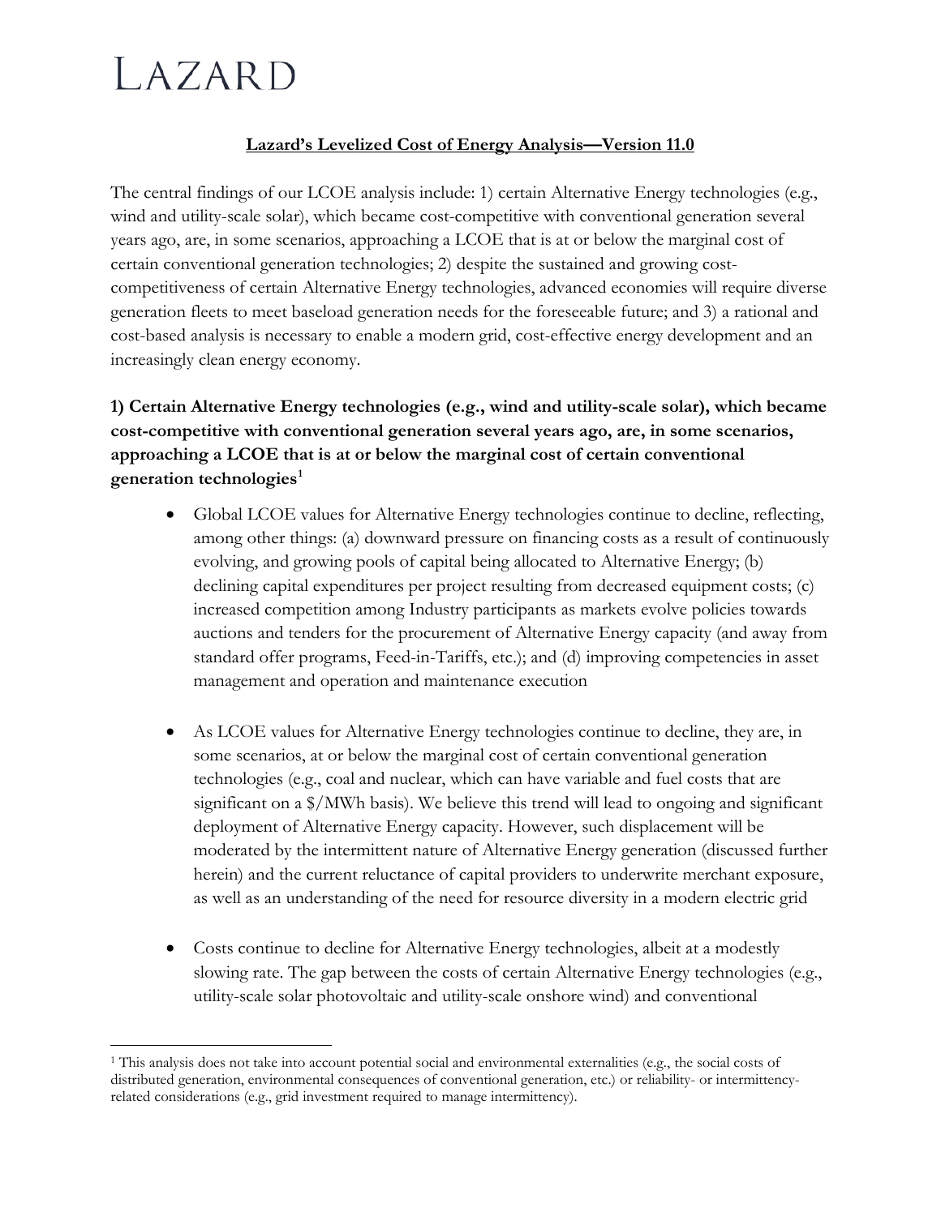# LAZARD

**Lazard's Levelized Cost of Energy Analysis—Version 11.0**

The central findings of our LCOE analysis include: 1) certain Alternative Energy technologies (e.g., wind and utility-scale solar), which became cost-competitive with conventional generation several years ago, are, in some scenarios, approaching a LCOE that is at or below the marginal cost of certain conventional generation technologies; 2) despite the sustained and growing cost-competitiveness of certain Alternative Energy technologies, advanced economies will require diverse generation fleets to meet baseload generation needs for the foreseeable future; and 3) a rational and cost-based analysis is necessary to enable a modern grid, cost-effective energy development and an increasingly clean energy economy.

**1) Certain Alternative Energy technologies (e.g., wind and utility-scale solar), which became cost-competitive with conventional generation several years ago, are, in some scenarios, approaching a LCOE that is at or below the marginal cost of certain conventional generation technologies[1]**

- Global LCOE values for Alternative Energy technologies continue to decline, reflecting, among other things: (a) downward pressure on financing costs as a result of continuously evolving, and growing pools of capital being allocated to Alternative Energy; (b) declining capital expenditures per project resulting from decreased equipment costs; (c) increased competition among Industry participants as markets evolve policies towards auctions and tenders for the procurement of Alternative Energy capacity (and away from standard offer programs, Feed-in-Tariffs, etc.); and (d) improving competencies in asset management and operation and maintenance execution

- As LCOE values for Alternative Energy technologies continue to decline, they are, in some scenarios, at or below the marginal cost of certain conventional generation technologies (e.g., coal and nuclear, which can have variable and fuel costs that are significant on a $/MWh basis). We believe this trend will lead to ongoing and significant deployment of Alternative Energy capacity. However, such displacement will be moderated by the intermittent nature of Alternative Energy generation (discussed further herein) and the current reluctance of capital providers to underwrite merchant exposure, as well as an understanding of the need for resource diversity in a modern electric grid

- Costs continue to decline for Alternative Energy technologies, albeit at a modestly slowing rate. The gap between the costs of certain Alternative Energy technologies (e.g., utility-scale solar photovoltaic and utility-scale onshore wind) and conventional

[1] This analysis does not take into account potential social and environmental externalities (e.g., the social costs of distributed generation, environmental consequences of conventional generation, etc.) or reliability- or intermittency-related considerations (e.g., grid investment required to manage intermittency).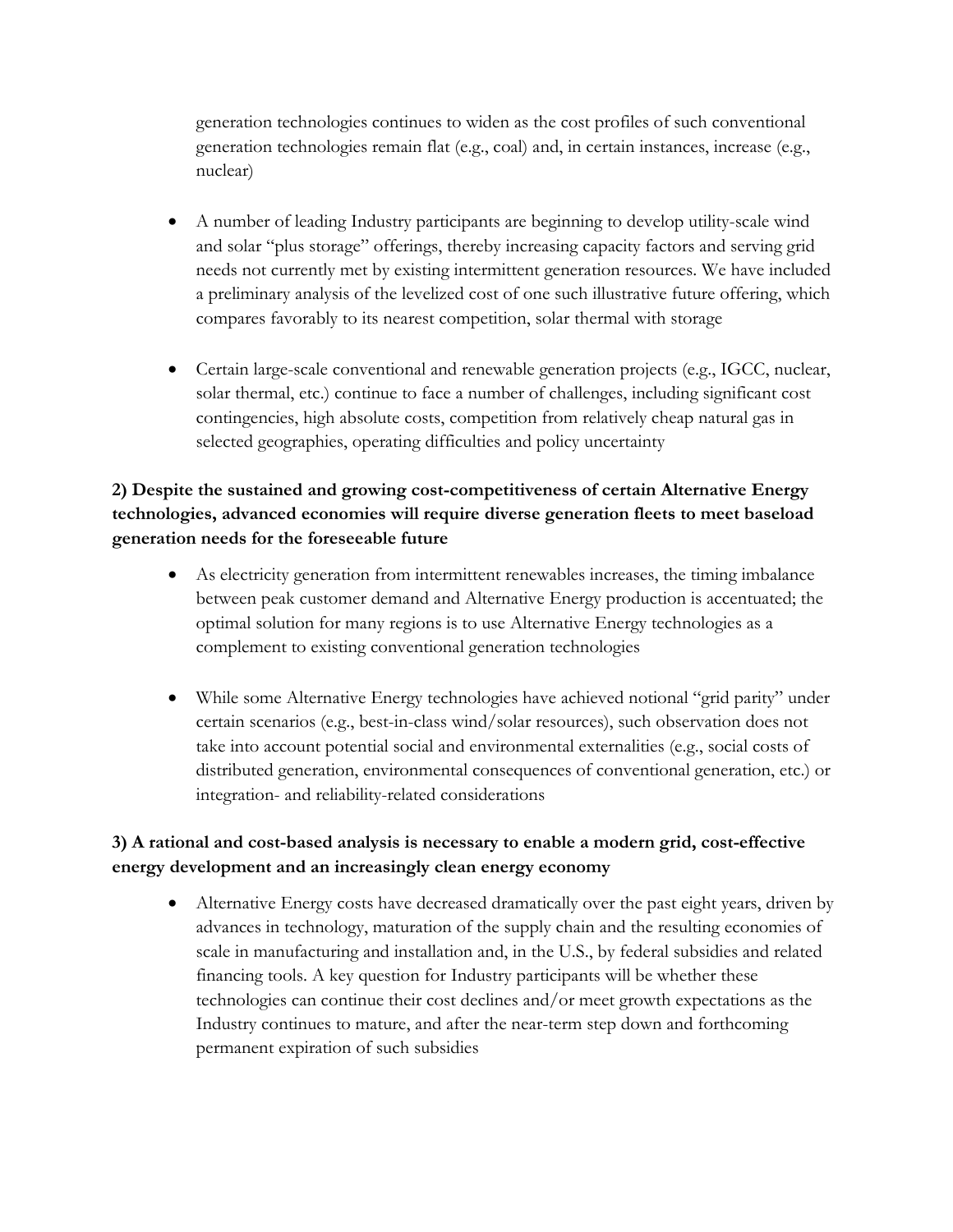generation technologies continues to widen as the cost profiles of such conventional generation technologies remain flat (e.g., coal) and, in certain instances, increase (e.g., nuclear)

- A number of leading Industry participants are beginning to develop utility-scale wind and solar "plus storage" offerings, thereby increasing capacity factors and serving grid needs not currently met by existing intermittent generation resources. We have included a preliminary analysis of the levelized cost of one such illustrative future offering, which compares favorably to its nearest competition, solar thermal with storage

- Certain large-scale conventional and renewable generation projects (e.g., IGCC, nuclear, solar thermal, etc.) continue to face a number of challenges, including significant cost contingencies, high absolute costs, competition from relatively cheap natural gas in selected geographies, operating difficulties and policy uncertainty

**2) Despite the sustained and growing cost-competitiveness of certain Alternative Energy technologies, advanced economies will require diverse generation fleets to meet baseload generation needs for the foreseeable future**

- As electricity generation from intermittent renewables increases, the timing imbalance between peak customer demand and Alternative Energy production is accentuated; the optimal solution for many regions is to use Alternative Energy technologies as a complement to existing conventional generation technologies

- While some Alternative Energy technologies have achieved notional "grid parity" under certain scenarios (e.g., best-in-class wind/solar resources), such observation does not take into account potential social and environmental externalities (e.g., social costs of distributed generation, environmental consequences of conventional generation, etc.) or integration- and reliability-related considerations

**3) A rational and cost-based analysis is necessary to enable a modern grid, cost-effective energy development and an increasingly clean energy economy**

- Alternative Energy costs have decreased dramatically over the past eight years, driven by advances in technology, maturation of the supply chain and the resulting economies of scale in manufacturing and installation and, in the U.S., by federal subsidies and related financing tools. A key question for Industry participants will be whether these technologies can continue their cost declines and/or meet growth expectations as the Industry continues to mature, and after the near-term step down and forthcoming permanent expiration of such subsidies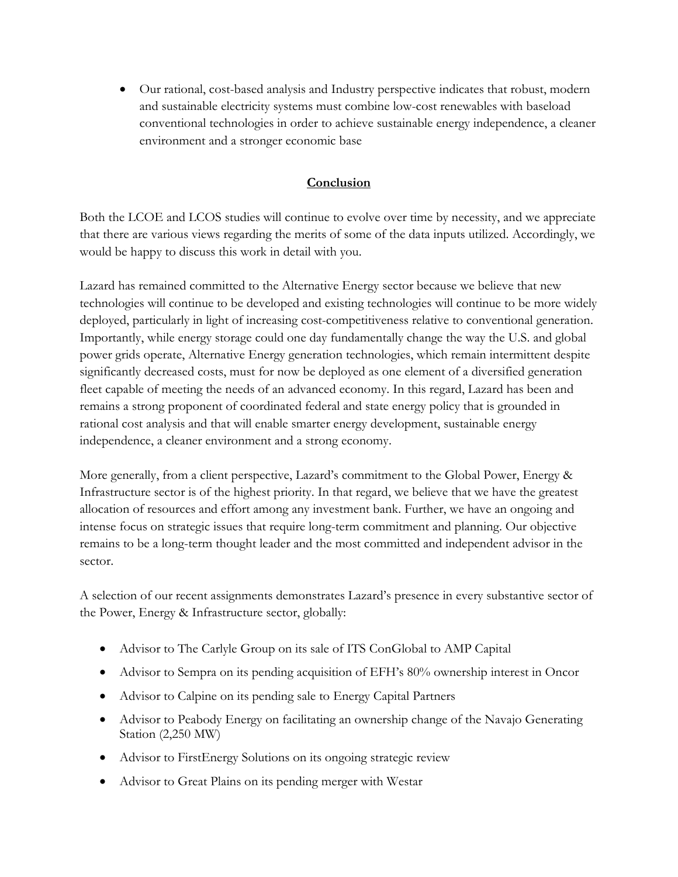- Our rational, cost-based analysis and Industry perspective indicates that robust, modern and sustainable electricity systems must combine low-cost renewables with baseload conventional technologies in order to achieve sustainable energy independence, a cleaner environment and a stronger economic base

## Conclusion

Both the LCOE and LCOS studies will continue to evolve over time by necessity, and we appreciate that there are various views regarding the merits of some of the data inputs utilized. Accordingly, we would be happy to discuss this work in detail with you.

Lazard has remained committed to the Alternative Energy sector because we believe that new technologies will continue to be developed and existing technologies will continue to be more widely deployed, particularly in light of increasing cost-competitiveness relative to conventional generation. Importantly, while energy storage could one day fundamentally change the way the U.S. and global power grids operate, Alternative Energy generation technologies, which remain intermittent despite significantly decreased costs, must for now be deployed as one element of a diversified generation fleet capable of meeting the needs of an advanced economy. In this regard, Lazard has been and remains a strong proponent of coordinated federal and state energy policy that is grounded in rational cost analysis and that will enable smarter energy development, sustainable energy independence, a cleaner environment and a strong economy.

More generally, from a client perspective, Lazard's commitment to the Global Power, Energy & Infrastructure sector is of the highest priority. In that regard, we believe that we have the greatest allocation of resources and effort among any investment bank. Further, we have an ongoing and intense focus on strategic issues that require long-term commitment and planning. Our objective remains to be a long-term thought leader and the most committed and independent advisor in the sector.

A selection of our recent assignments demonstrates Lazard's presence in every substantive sector of the Power, Energy & Infrastructure sector, globally:

- Advisor to The Carlyle Group on its sale of ITS ConGlobal to AMP Capital
- Advisor to Sempra on its pending acquisition of EFH's 80% ownership interest in Oncor
- Advisor to Calpine on its pending sale to Energy Capital Partners
- Advisor to Peabody Energy on facilitating an ownership change of the Navajo Generating Station (2,250 MW)
- Advisor to FirstEnergy Solutions on its ongoing strategic review
- Advisor to Great Plains on its pending merger with Westar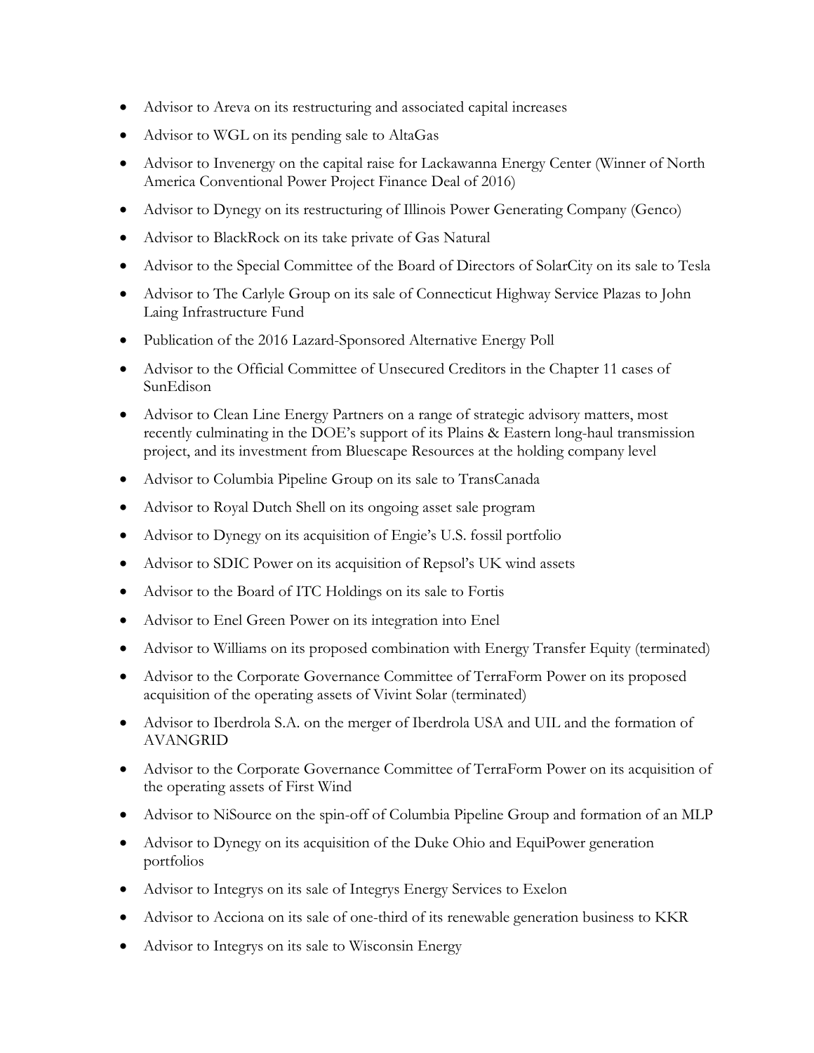- Advisor to Areva on its restructuring and associated capital increases
- Advisor to WGL on its pending sale to AltaGas
- Advisor to Invenergy on the capital raise for Lackawanna Energy Center (Winner of North America Conventional Power Project Finance Deal of 2016)
- Advisor to Dynegy on its restructuring of Illinois Power Generating Company (Genco)
- Advisor to BlackRock on its take private of Gas Natural
- Advisor to the Special Committee of the Board of Directors of SolarCity on its sale to Tesla
- Advisor to The Carlyle Group on its sale of Connecticut Highway Service Plazas to John Laing Infrastructure Fund
- Publication of the 2016 Lazard-Sponsored Alternative Energy Poll
- Advisor to the Official Committee of Unsecured Creditors in the Chapter 11 cases of SunEdison
- Advisor to Clean Line Energy Partners on a range of strategic advisory matters, most recently culminating in the DOE's support of its Plains & Eastern long-haul transmission project, and its investment from Bluescape Resources at the holding company level
- Advisor to Columbia Pipeline Group on its sale to TransCanada
- Advisor to Royal Dutch Shell on its ongoing asset sale program
- Advisor to Dynegy on its acquisition of Engie's U.S. fossil portfolio
- Advisor to SDIC Power on its acquisition of Repsol's UK wind assets
- Advisor to the Board of ITC Holdings on its sale to Fortis
- Advisor to Enel Green Power on its integration into Enel
- Advisor to Williams on its proposed combination with Energy Transfer Equity (terminated)
- Advisor to the Corporate Governance Committee of TerraForm Power on its proposed acquisition of the operating assets of Vivint Solar (terminated)
- Advisor to Iberdrola S.A. on the merger of Iberdrola USA and UIL and the formation of AVANGRID
- Advisor to the Corporate Governance Committee of TerraForm Power on its acquisition of the operating assets of First Wind
- Advisor to NiSource on the spin-off of Columbia Pipeline Group and formation of an MLP
- Advisor to Dynegy on its acquisition of the Duke Ohio and EquiPower generation portfolios
- Advisor to Integrys on its sale of Integrys Energy Services to Exelon
- Advisor to Acciona on its sale of one-third of its renewable generation business to KKR
- Advisor to Integrys on its sale to Wisconsin Energy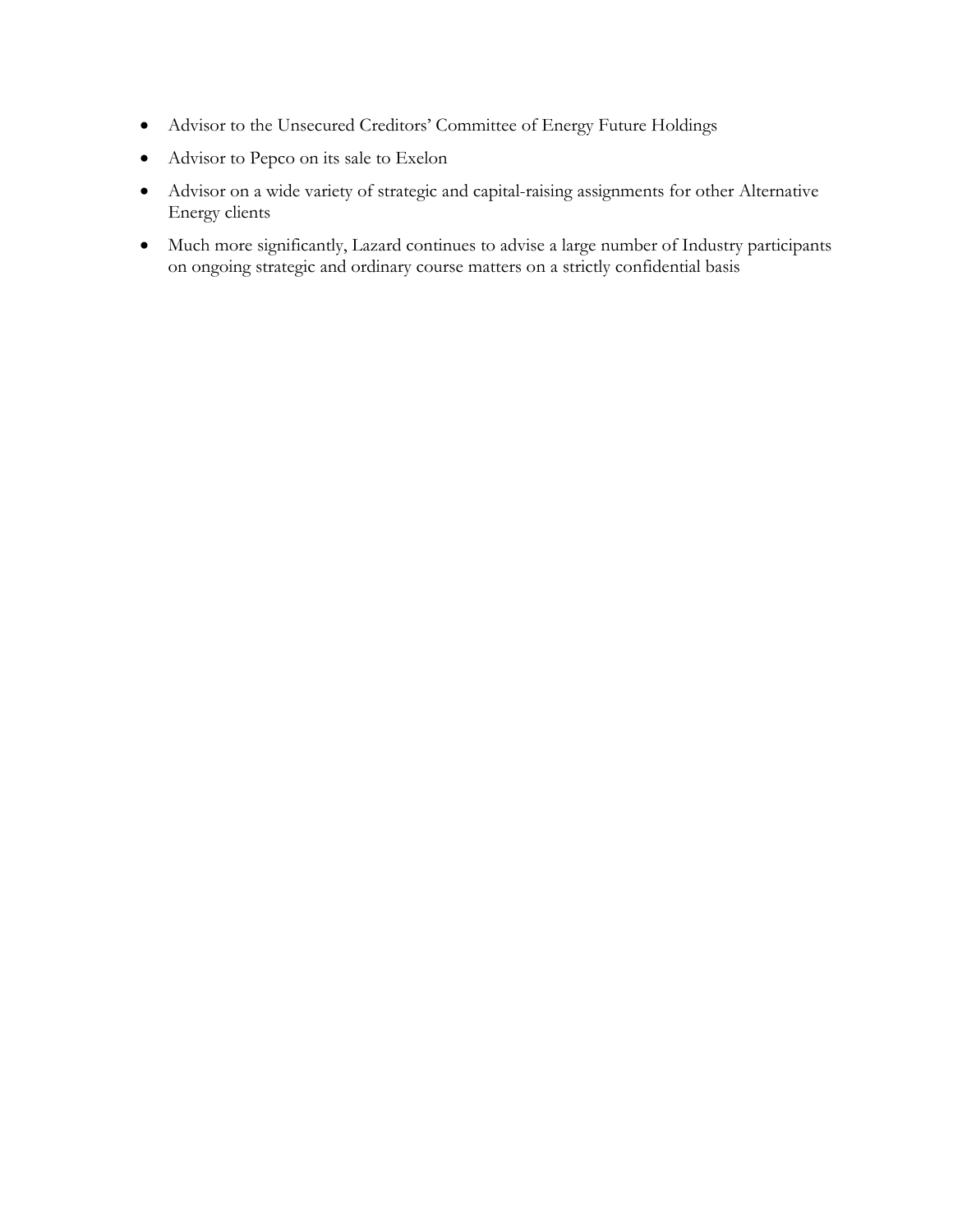- Advisor to the Unsecured Creditors' Committee of Energy Future Holdings
- Advisor to Pepco on its sale to Exelon
- Advisor on a wide variety of strategic and capital-raising assignments for other Alternative Energy clients
- Much more significantly, Lazard continues to advise a large number of Industry participants on ongoing strategic and ordinary course matters on a strictly confidential basis